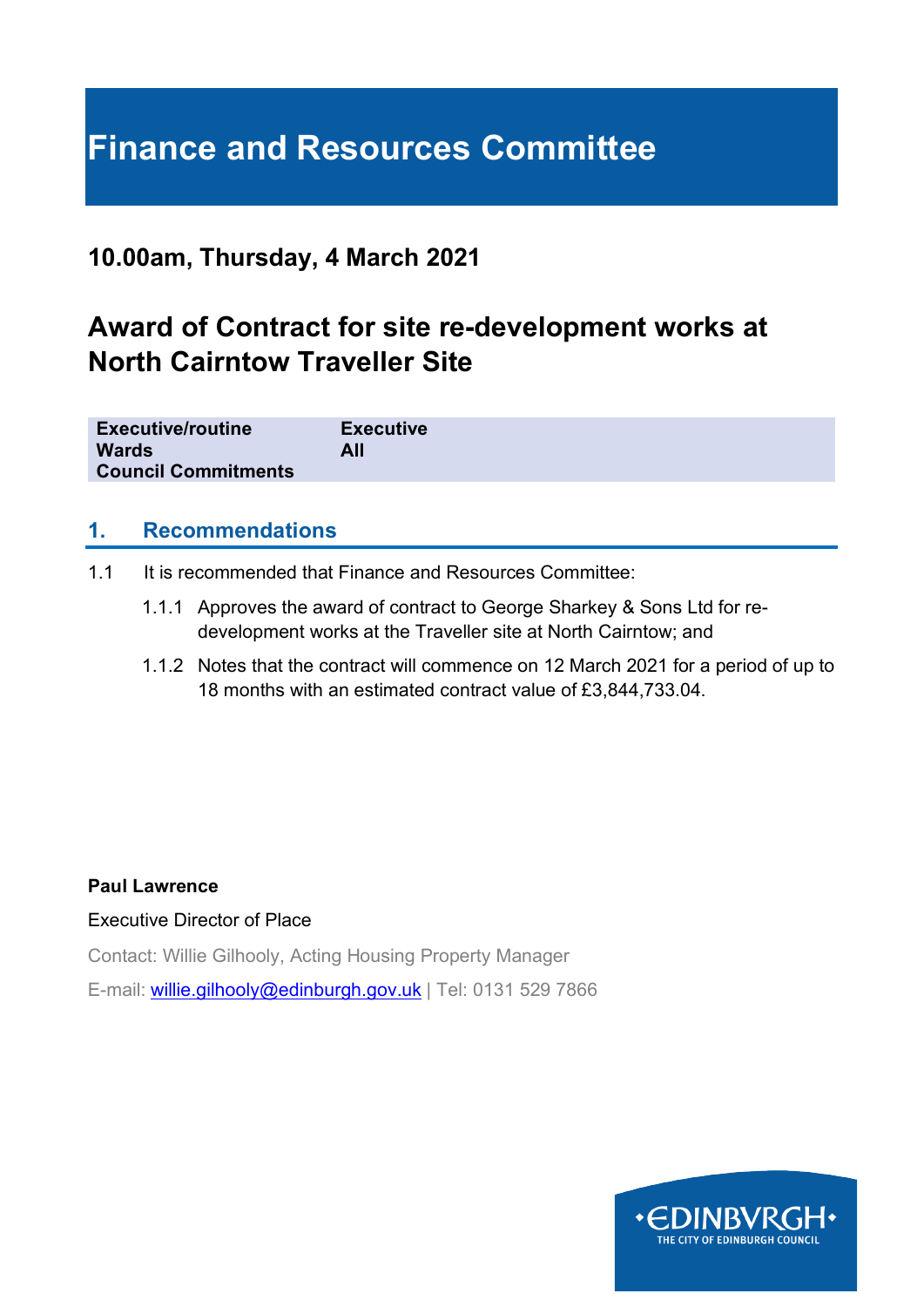# Finance and Resources Committee

## 10.00am, Thursday, 4 March 2021

## Award of Contract for site re-development works at North Cairntow Traveller Site

| | |
|---|---|
| **Executive/routine** | **Executive** |
| **Wards** | **All** |
| **Council Commitments** | |

### 1. Recommendations

1.1 It is recommended that Finance and Resources Committee:

1.1.1 Approves the award of contract to George Sharkey & Sons Ltd for re-development works at the Traveller site at North Cairntow; and

1.1.2 Notes that the contract will commence on 12 March 2021 for a period of up to 18 months with an estimated contract value of £3,844,733.04.

**Paul Lawrence**

Executive Director of Place

Contact: Willie Gilhooly, Acting Housing Property Manager

E-mail: willie.gilhooly@edinburgh.gov.uk | Tel: 0131 529 7866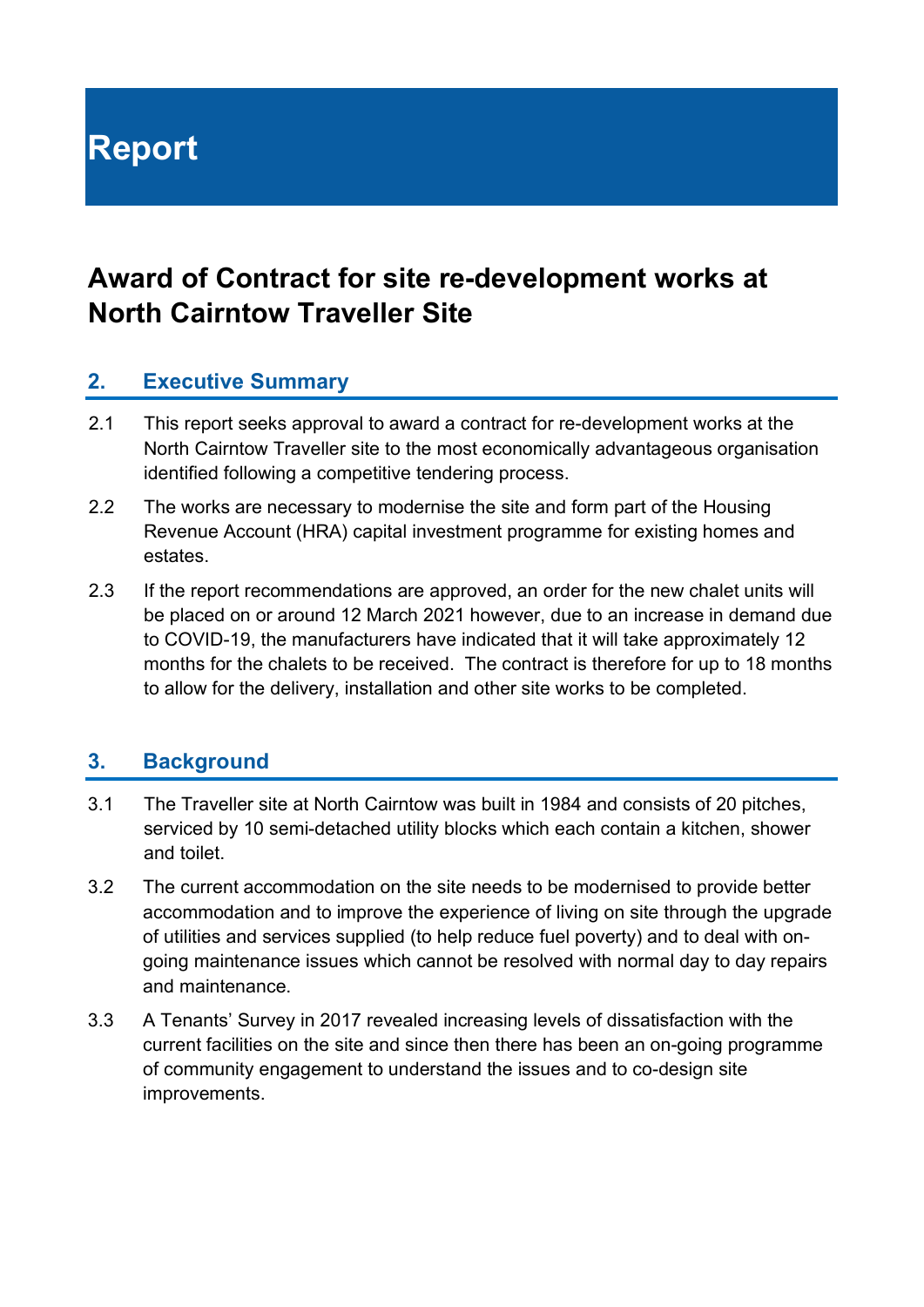# Report

## Award of Contract for site re-development works at North Cairntow Traveller Site

### 2. Executive Summary

2.1 This report seeks approval to award a contract for re-development works at the North Cairntow Traveller site to the most economically advantageous organisation identified following a competitive tendering process.

2.2 The works are necessary to modernise the site and form part of the Housing Revenue Account (HRA) capital investment programme for existing homes and estates.

2.3 If the report recommendations are approved, an order for the new chalet units will be placed on or around 12 March 2021 however, due to an increase in demand due to COVID-19, the manufacturers have indicated that it will take approximately 12 months for the chalets to be received. The contract is therefore for up to 18 months to allow for the delivery, installation and other site works to be completed.

### 3. Background

3.1 The Traveller site at North Cairntow was built in 1984 and consists of 20 pitches, serviced by 10 semi-detached utility blocks which each contain a kitchen, shower and toilet.

3.2 The current accommodation on the site needs to be modernised to provide better accommodation and to improve the experience of living on site through the upgrade of utilities and services supplied (to help reduce fuel poverty) and to deal with on-going maintenance issues which cannot be resolved with normal day to day repairs and maintenance.

3.3 A Tenants' Survey in 2017 revealed increasing levels of dissatisfaction with the current facilities on the site and since then there has been an on-going programme of community engagement to understand the issues and to co-design site improvements.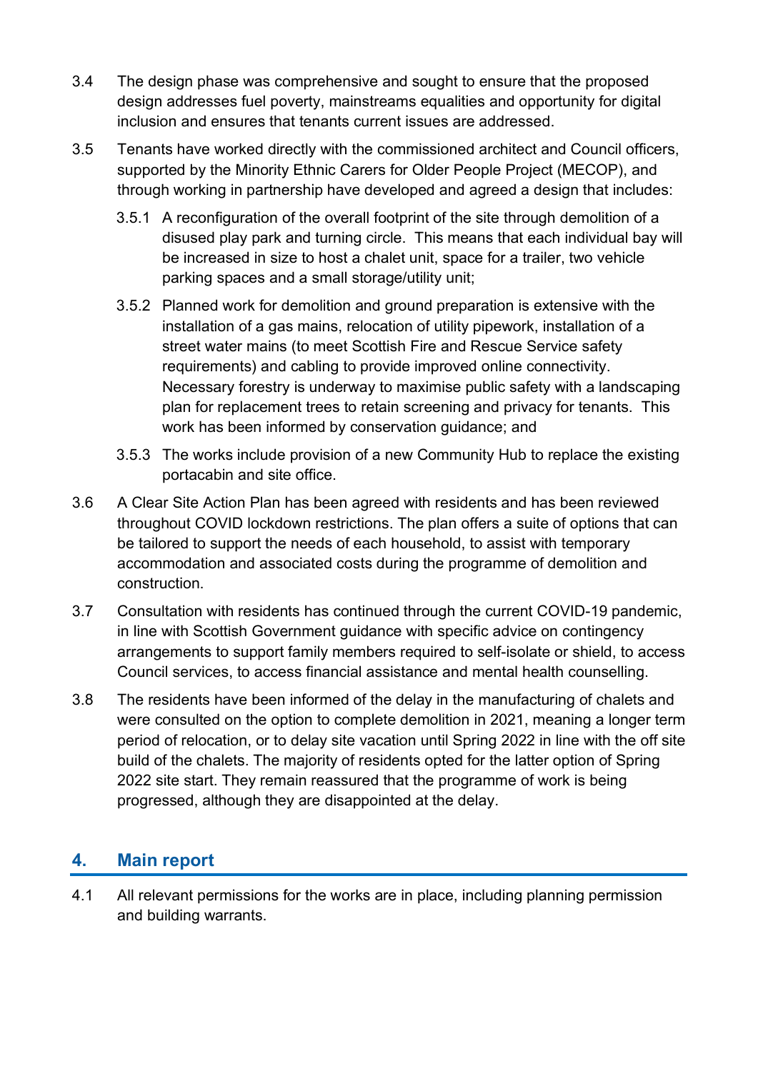3.4 The design phase was comprehensive and sought to ensure that the proposed design addresses fuel poverty, mainstreams equalities and opportunity for digital inclusion and ensures that tenants current issues are addressed.

3.5 Tenants have worked directly with the commissioned architect and Council officers, supported by the Minority Ethnic Carers for Older People Project (MECOP), and through working in partnership have developed and agreed a design that includes:

3.5.1 A reconfiguration of the overall footprint of the site through demolition of a disused play park and turning circle. This means that each individual bay will be increased in size to host a chalet unit, space for a trailer, two vehicle parking spaces and a small storage/utility unit;

3.5.2 Planned work for demolition and ground preparation is extensive with the installation of a gas mains, relocation of utility pipework, installation of a street water mains (to meet Scottish Fire and Rescue Service safety requirements) and cabling to provide improved online connectivity. Necessary forestry is underway to maximise public safety with a landscaping plan for replacement trees to retain screening and privacy for tenants. This work has been informed by conservation guidance; and

3.5.3 The works include provision of a new Community Hub to replace the existing portacabin and site office.

3.6 A Clear Site Action Plan has been agreed with residents and has been reviewed throughout COVID lockdown restrictions. The plan offers a suite of options that can be tailored to support the needs of each household, to assist with temporary accommodation and associated costs during the programme of demolition and construction.

3.7 Consultation with residents has continued through the current COVID-19 pandemic, in line with Scottish Government guidance with specific advice on contingency arrangements to support family members required to self-isolate or shield, to access Council services, to access financial assistance and mental health counselling.

3.8 The residents have been informed of the delay in the manufacturing of chalets and were consulted on the option to complete demolition in 2021, meaning a longer term period of relocation, or to delay site vacation until Spring 2022 in line with the off site build of the chalets. The majority of residents opted for the latter option of Spring 2022 site start. They remain reassured that the programme of work is being progressed, although they are disappointed at the delay.

## 4. Main report

4.1 All relevant permissions for the works are in place, including planning permission and building warrants.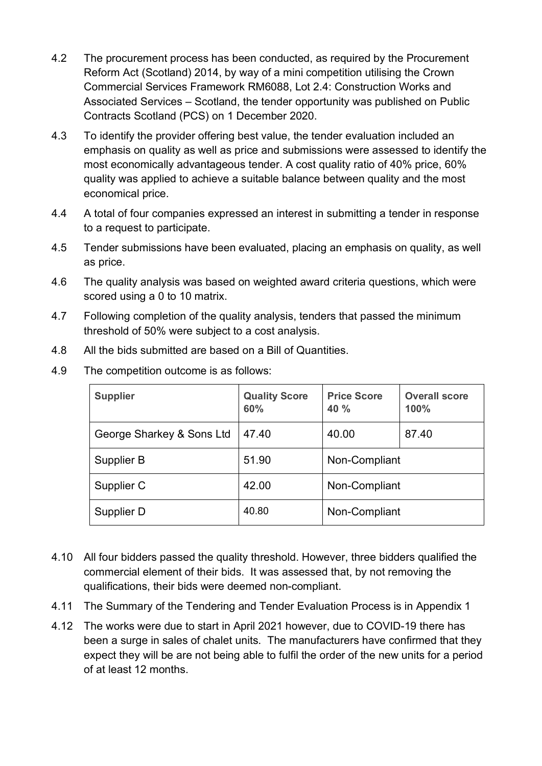4.2 The procurement process has been conducted, as required by the Procurement Reform Act (Scotland) 2014, by way of a mini competition utilising the Crown Commercial Services Framework RM6088, Lot 2.4: Construction Works and Associated Services – Scotland, the tender opportunity was published on Public Contracts Scotland (PCS) on 1 December 2020.

4.3 To identify the provider offering best value, the tender evaluation included an emphasis on quality as well as price and submissions were assessed to identify the most economically advantageous tender. A cost quality ratio of 40% price, 60% quality was applied to achieve a suitable balance between quality and the most economical price.

4.4 A total of four companies expressed an interest in submitting a tender in response to a request to participate.

4.5 Tender submissions have been evaluated, placing an emphasis on quality, as well as price.

4.6 The quality analysis was based on weighted award criteria questions, which were scored using a 0 to 10 matrix.

4.7 Following completion of the quality analysis, tenders that passed the minimum threshold of 50% were subject to a cost analysis.

4.8 All the bids submitted are based on a Bill of Quantities.

4.9 The competition outcome is as follows:

| **Supplier** | **Quality Score 60%** | **Price Score 40 %** | **Overall score 100%** |
|---|---|---|---|
| George Sharkey & Sons Ltd | 47.40 | 40.00 | 87.40 |
| Supplier B | 51.90 | Non-Compliant | |
| Supplier C | 42.00 | Non-Compliant | |
| Supplier D | 40.80 | Non-Compliant | |

4.10 All four bidders passed the quality threshold. However, three bidders qualified the commercial element of their bids. It was assessed that, by not removing the qualifications, their bids were deemed non-compliant.

4.11 The Summary of the Tendering and Tender Evaluation Process is in Appendix 1

4.12 The works were due to start in April 2021 however, due to COVID-19 there has been a surge in sales of chalet units. The manufacturers have confirmed that they expect they will be are not being able to fulfil the order of the new units for a period of at least 12 months.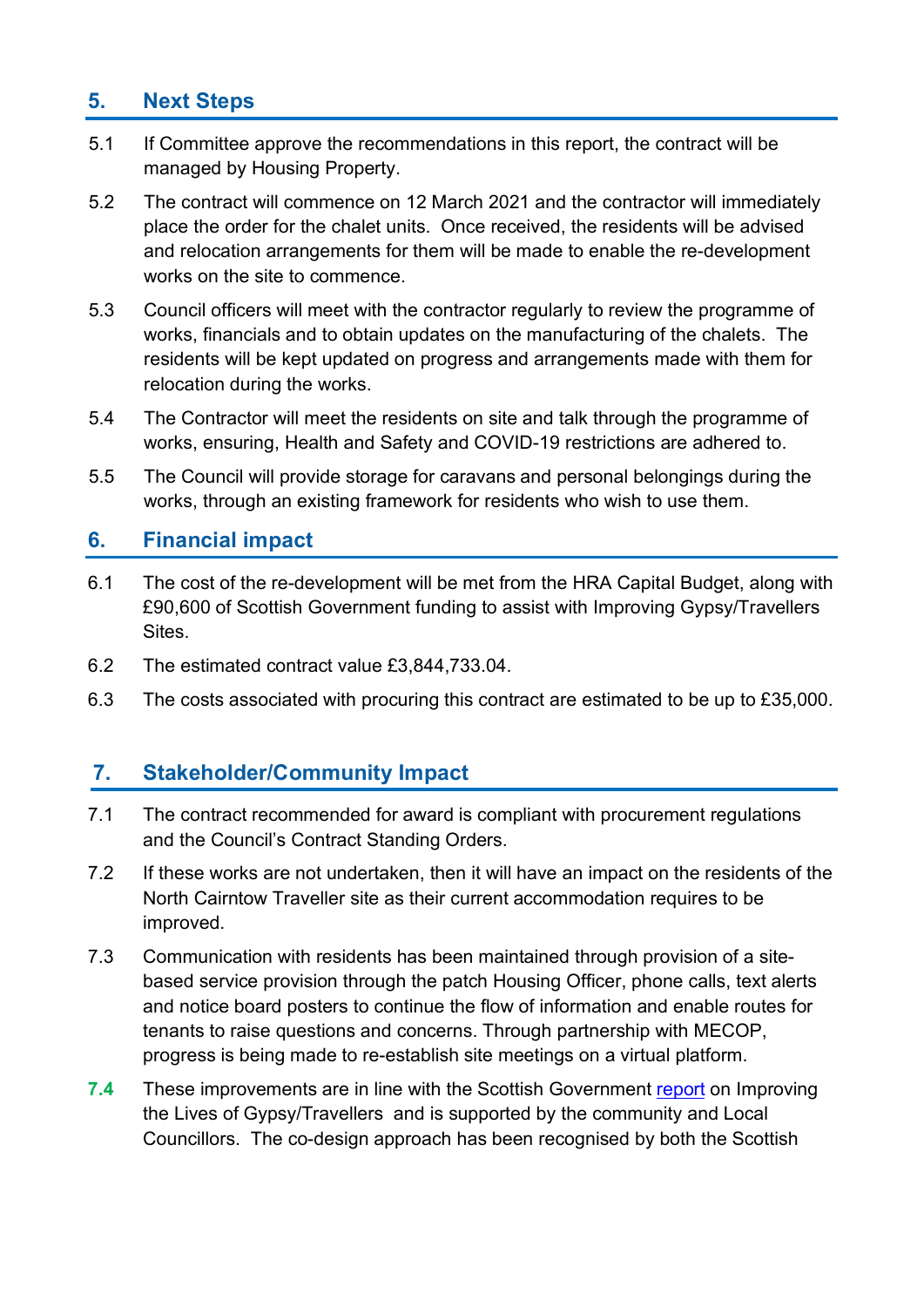## 5. Next Steps

5.1 If Committee approve the recommendations in this report, the contract will be managed by Housing Property.

5.2 The contract will commence on 12 March 2021 and the contractor will immediately place the order for the chalet units. Once received, the residents will be advised and relocation arrangements for them will be made to enable the re-development works on the site to commence.

5.3 Council officers will meet with the contractor regularly to review the programme of works, financials and to obtain updates on the manufacturing of the chalets. The residents will be kept updated on progress and arrangements made with them for relocation during the works.

5.4 The Contractor will meet the residents on site and talk through the programme of works, ensuring, Health and Safety and COVID-19 restrictions are adhered to.

5.5 The Council will provide storage for caravans and personal belongings during the works, through an existing framework for residents who wish to use them.

## 6. Financial impact

6.1 The cost of the re-development will be met from the HRA Capital Budget, along with £90,600 of Scottish Government funding to assist with Improving Gypsy/Travellers Sites.

6.2 The estimated contract value £3,844,733.04.

6.3 The costs associated with procuring this contract are estimated to be up to £35,000.

## 7. Stakeholder/Community Impact

7.1 The contract recommended for award is compliant with procurement regulations and the Council's Contract Standing Orders.

7.2 If these works are not undertaken, then it will have an impact on the residents of the North Cairntow Traveller site as their current accommodation requires to be improved.

7.3 Communication with residents has been maintained through provision of a site-based service provision through the patch Housing Officer, phone calls, text alerts and notice board posters to continue the flow of information and enable routes for tenants to raise questions and concerns. Through partnership with MECOP, progress is being made to re-establish site meetings on a virtual platform.

7.4 These improvements are in line with the Scottish Government report on Improving the Lives of Gypsy/Travellers and is supported by the community and Local Councillors. The co-design approach has been recognised by both the Scottish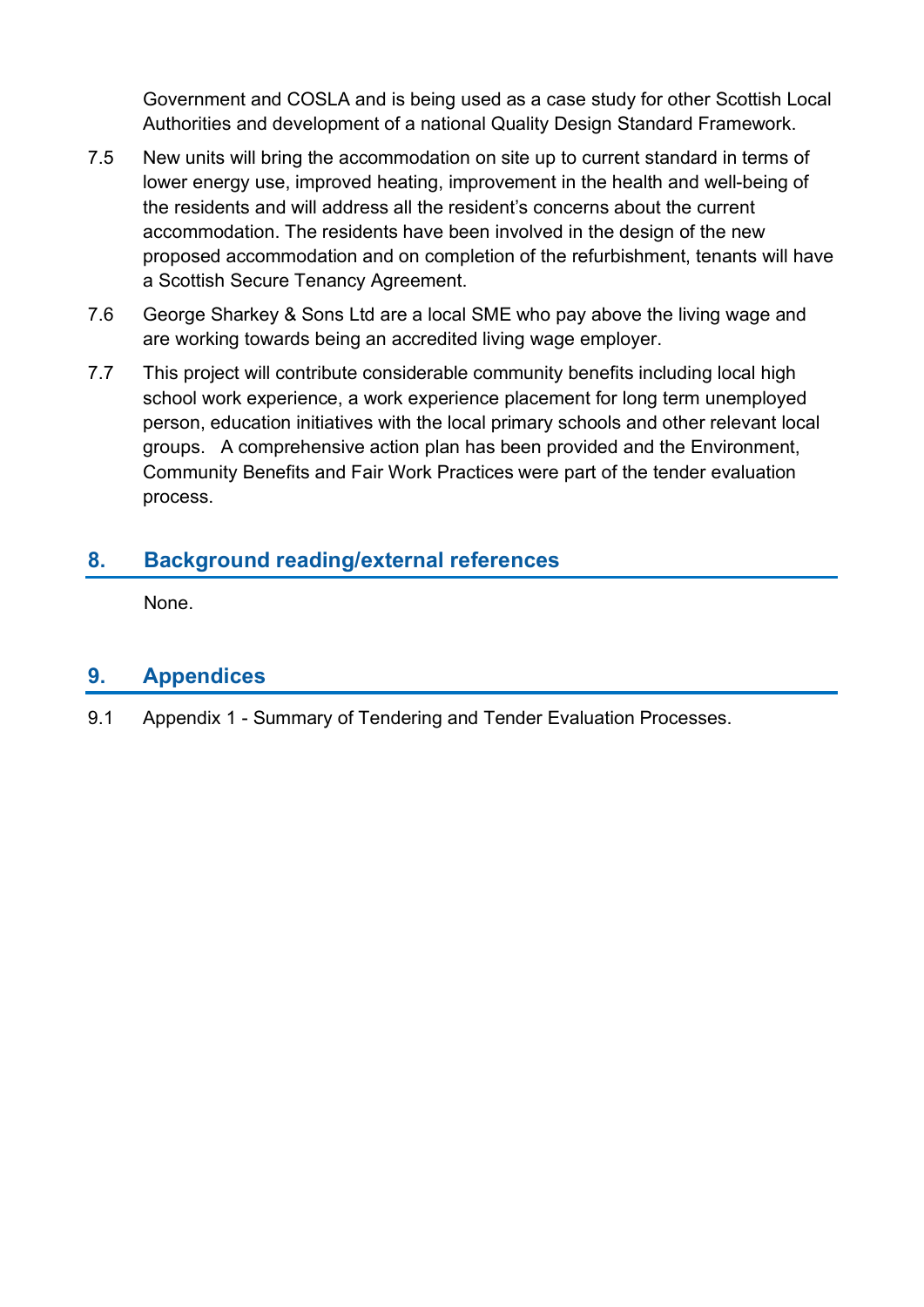Government and COSLA and is being used as a case study for other Scottish Local Authorities and development of a national Quality Design Standard Framework.

7.5 New units will bring the accommodation on site up to current standard in terms of lower energy use, improved heating, improvement in the health and well-being of the residents and will address all the resident's concerns about the current accommodation. The residents have been involved in the design of the new proposed accommodation and on completion of the refurbishment, tenants will have a Scottish Secure Tenancy Agreement.

7.6 George Sharkey & Sons Ltd are a local SME who pay above the living wage and are working towards being an accredited living wage employer.

7.7 This project will contribute considerable community benefits including local high school work experience, a work experience placement for long term unemployed person, education initiatives with the local primary schools and other relevant local groups. A comprehensive action plan has been provided and the Environment, Community Benefits and Fair Work Practices were part of the tender evaluation process.

## 8. Background reading/external references

None.

## 9. Appendices

9.1 Appendix 1 - Summary of Tendering and Tender Evaluation Processes.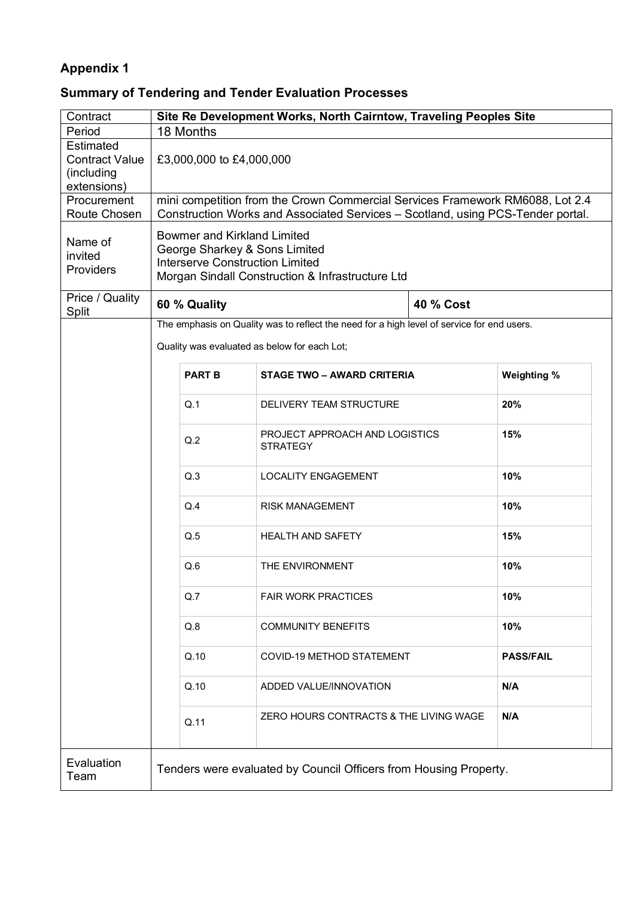## Appendix 1

## Summary of Tendering and Tender Evaluation Processes

| | | |
|---|---|---|
| Contract | **Site Re Development Works, North Cairntow, Traveling Peoples Site** | |
| Period | 18 Months | |
| Estimated Contract Value (including extensions) | £3,000,000 to £4,000,000 | |
| Procurement Route Chosen | mini competition from the Crown Commercial Services Framework RM6088, Lot 2.4 Construction Works and Associated Services – Scotland, using PCS-Tender portal. | |
| Name of invited Providers | Bowmer and Kirkland Limited<br>George Sharkey & Sons Limited<br>Interserve Construction Limited<br>Morgan Sindall Construction & Infrastructure Ltd | |
| Price / Quality Split | **60 % Quality** | **40 % Cost** |
| | The emphasis on Quality was to reflect the need for a high level of service for end users.<br><br>Quality was evaluated as below for each Lot; | |

| PART B | STAGE TWO – AWARD CRITERIA | Weighting % |
|---|---|---|
| Q.1 | DELIVERY TEAM STRUCTURE | **20%** |
| Q.2 | PROJECT APPROACH AND LOGISTICS STRATEGY | **15%** |
| Q.3 | LOCALITY ENGAGEMENT | **10%** |
| Q.4 | RISK MANAGEMENT | **10%** |
| Q.5 | HEALTH AND SAFETY | **15%** |
| Q.6 | THE ENVIRONMENT | **10%** |
| Q.7 | FAIR WORK PRACTICES | **10%** |
| Q.8 | COMMUNITY BENEFITS | **10%** |
| Q.10 | COVID-19 METHOD STATEMENT | **PASS/FAIL** |
| Q.10 | ADDED VALUE/INNOVATION | **N/A** |
| Q.11 | ZERO HOURS CONTRACTS & THE LIVING WAGE | **N/A** |

| | |
|---|---|
| Evaluation Team | Tenders were evaluated by Council Officers from Housing Property. |